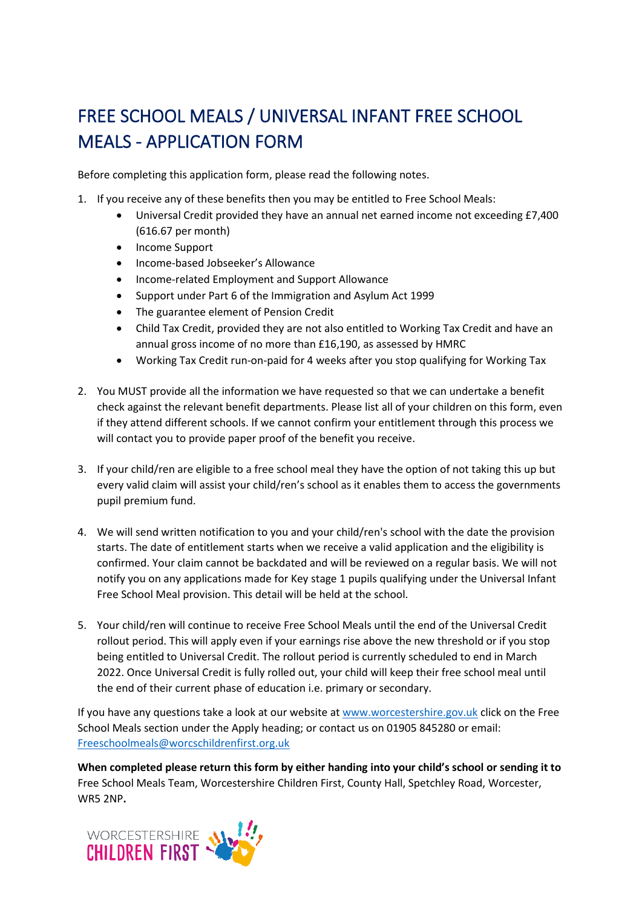# FREE SCHOOL MEALS / UNIVERSAL INFANT FREE SCHOOL MEALS - APPLICATION FORM

Before completing this application form, please read the following notes.

1. If you receive any of these benefits then you may be entitled to Free School Meals:
   - Universal Credit provided they have an annual net earned income not exceeding £7,400 (616.67 per month)
   - Income Support
   - Income-based Jobseeker's Allowance
   - Income-related Employment and Support Allowance
   - Support under Part 6 of the Immigration and Asylum Act 1999
   - The guarantee element of Pension Credit
   - Child Tax Credit, provided they are not also entitled to Working Tax Credit and have an annual gross income of no more than £16,190, as assessed by HMRC
   - Working Tax Credit run-on-paid for 4 weeks after you stop qualifying for Working Tax

2. You MUST provide all the information we have requested so that we can undertake a benefit check against the relevant benefit departments. Please list all of your children on this form, even if they attend different schools. If we cannot confirm your entitlement through this process we will contact you to provide paper proof of the benefit you receive.

3. If your child/ren are eligible to a free school meal they have the option of not taking this up but every valid claim will assist your child/ren's school as it enables them to access the governments pupil premium fund.

4. We will send written notification to you and your child/ren's school with the date the provision starts. The date of entitlement starts when we receive a valid application and the eligibility is confirmed. Your claim cannot be backdated and will be reviewed on a regular basis. We will not notify you on any applications made for Key stage 1 pupils qualifying under the Universal Infant Free School Meal provision. This detail will be held at the school.

5. Your child/ren will continue to receive Free School Meals until the end of the Universal Credit rollout period. This will apply even if your earnings rise above the new threshold or if you stop being entitled to Universal Credit. The rollout period is currently scheduled to end in March 2022. Once Universal Credit is fully rolled out, your child will keep their free school meal until the end of their current phase of education i.e. primary or secondary.

If you have any questions take a look at our website at [www.worcestershire.gov.uk](http://www.worcestershire.gov.uk) click on the Free School Meals section under the Apply heading; or contact us on 01905 845280 or email: [Freeschoolmeals@worcschildrenfirst.org.uk](mailto:Freeschoolmeals@worcschildrenfirst.org.uk)

**When completed please return this form by either handing into your child's school or sending it to** Free School Meals Team, Worcestershire Children First, County Hall, Spetchley Road, Worcester, WR5 2NP**.**

WORCESTERSHIRE CHILDREN FIRST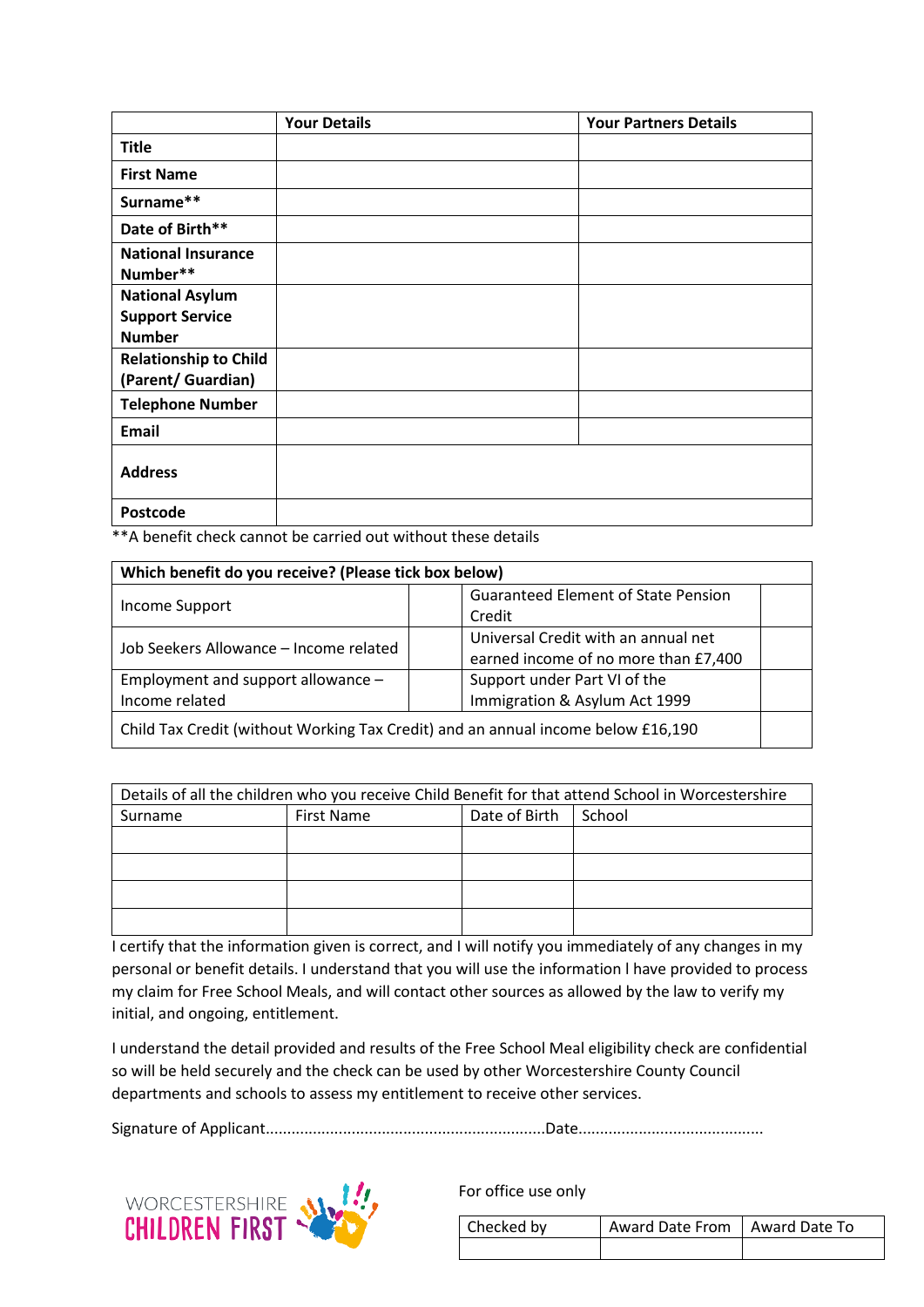| | Your Details | Your Partners Details |
|---|---|---|
| **Title** | | |
| **First Name** | | |
| **Surname**** | | |
| **Date of Birth**** | | |
| **National Insurance Number**** | | |
| **National Asylum Support Service Number** | | |
| **Relationship to Child (Parent/ Guardian)** | | |
| **Telephone Number** | | |
| **Email** | | |
| **Address** | | |
| **Postcode** | | |

**A benefit check cannot be carried out without these details

| **Which benefit do you receive? (Please tick box below)** | | | |
|---|---|---|---|
| Income Support | | Guaranteed Element of State Pension Credit | |
| Job Seekers Allowance – Income related | | Universal Credit with an annual net earned income of no more than £7,400 | |
| Employment and support allowance – Income related | | Support under Part VI of the Immigration & Asylum Act 1999 | |
| Child Tax Credit (without Working Tax Credit) and an annual income below £16,190 | | | |

| Details of all the children who you receive Child Benefit for that attend School in Worcestershire | | | |
|---|---|---|---|
| Surname | First Name | Date of Birth | School |
| | | | |
| | | | |
| | | | |
| | | | |

I certify that the information given is correct, and I will notify you immediately of any changes in my personal or benefit details. I understand that you will use the information I have provided to process my claim for Free School Meals, and will contact other sources as allowed by the law to verify my initial, and ongoing, entitlement.

I understand the detail provided and results of the Free School Meal eligibility check are confidential so will be held securely and the check can be used by other Worcestershire County Council departments and schools to assess my entitlement to receive other services.

Signature of Applicant.................................................................Date..........................................

WORCESTERSHIRE CHILDREN FIRST

For office use only

| Checked by | Award Date From | Award Date To |
|---|---|---|
| | | |